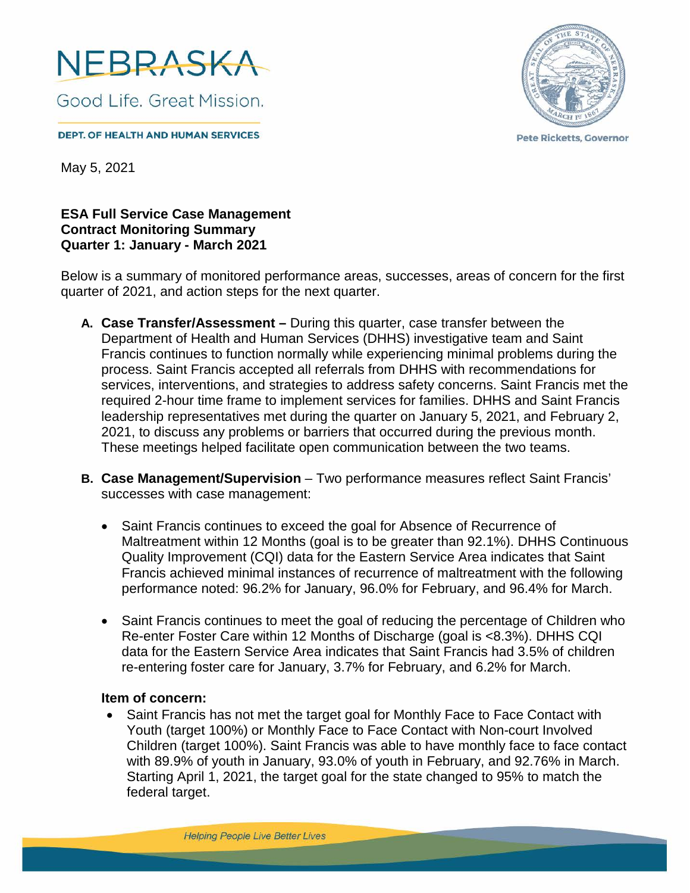NEBRASKA

Good Life. Great Mission.

DEPT. OF HEALTH AND HUMAN SERVICES

Pete Ricketts, Governor

May 5, 2021

**ESA Full Service Case Management**
**Contract Monitoring Summary**
**Quarter 1: January - March 2021**

Below is a summary of monitored performance areas, successes, areas of concern for the first quarter of 2021, and action steps for the next quarter.

A. **Case Transfer/Assessment –** During this quarter, case transfer between the Department of Health and Human Services (DHHS) investigative team and Saint Francis continues to function normally while experiencing minimal problems during the process. Saint Francis accepted all referrals from DHHS with recommendations for services, interventions, and strategies to address safety concerns. Saint Francis met the required 2-hour time frame to implement services for families. DHHS and Saint Francis leadership representatives met during the quarter on January 5, 2021, and February 2, 2021, to discuss any problems or barriers that occurred during the previous month. These meetings helped facilitate open communication between the two teams.

B. **Case Management/Supervision** – Two performance measures reflect Saint Francis' successes with case management:

   - Saint Francis continues to exceed the goal for Absence of Recurrence of Maltreatment within 12 Months (goal is to be greater than 92.1%). DHHS Continuous Quality Improvement (CQI) data for the Eastern Service Area indicates that Saint Francis achieved minimal instances of recurrence of maltreatment with the following performance noted: 96.2% for January, 96.0% for February, and 96.4% for March.

   - Saint Francis continues to meet the goal of reducing the percentage of Children who Re-enter Foster Care within 12 Months of Discharge (goal is <8.3%). DHHS CQI data for the Eastern Service Area indicates that Saint Francis had 3.5% of children re-entering foster care for January, 3.7% for February, and 6.2% for March.

   **Item of concern:**

   - Saint Francis has not met the target goal for Monthly Face to Face Contact with Youth (target 100%) or Monthly Face to Face Contact with Non-court Involved Children (target 100%). Saint Francis was able to have monthly face to face contact with 89.9% of youth in January, 93.0% of youth in February, and 92.76% in March. Starting April 1, 2021, the target goal for the state changed to 95% to match the federal target.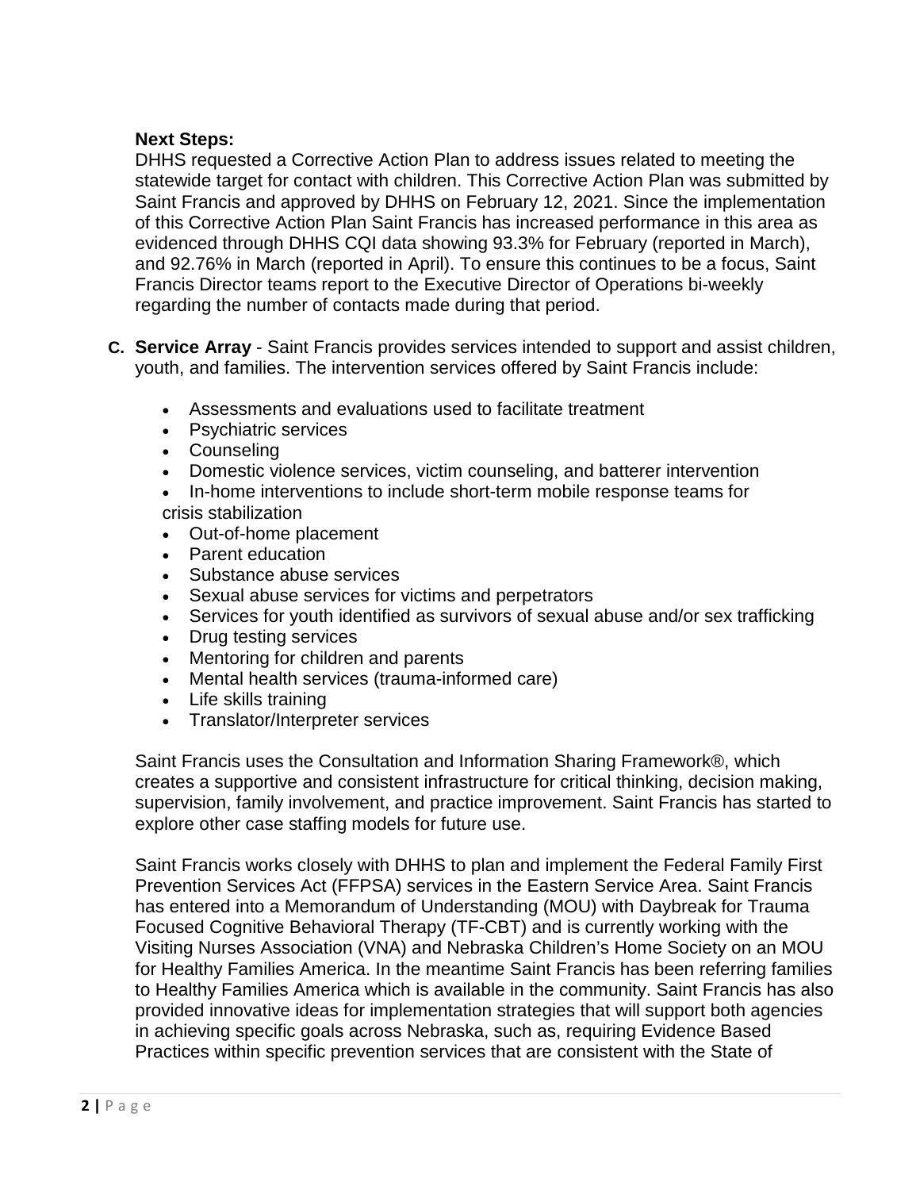**Next Steps:**
DHHS requested a Corrective Action Plan to address issues related to meeting the statewide target for contact with children. This Corrective Action Plan was submitted by Saint Francis and approved by DHHS on February 12, 2021. Since the implementation of this Corrective Action Plan Saint Francis has increased performance in this area as evidenced through DHHS CQI data showing 93.3% for February (reported in March), and 92.76% in March (reported in April). To ensure this continues to be a focus, Saint Francis Director teams report to the Executive Director of Operations bi-weekly regarding the number of contacts made during that period.

**C. Service Array** - Saint Francis provides services intended to support and assist children, youth, and families. The intervention services offered by Saint Francis include:

- Assessments and evaluations used to facilitate treatment
- Psychiatric services
- Counseling
- Domestic violence services, victim counseling, and batterer intervention
- In-home interventions to include short-term mobile response teams for crisis stabilization
- Out-of-home placement
- Parent education
- Substance abuse services
- Sexual abuse services for victims and perpetrators
- Services for youth identified as survivors of sexual abuse and/or sex trafficking
- Drug testing services
- Mentoring for children and parents
- Mental health services (trauma-informed care)
- Life skills training
- Translator/Interpreter services

Saint Francis uses the Consultation and Information Sharing Framework®, which creates a supportive and consistent infrastructure for critical thinking, decision making, supervision, family involvement, and practice improvement. Saint Francis has started to explore other case staffing models for future use.

Saint Francis works closely with DHHS to plan and implement the Federal Family First Prevention Services Act (FFPSA) services in the Eastern Service Area. Saint Francis has entered into a Memorandum of Understanding (MOU) with Daybreak for Trauma Focused Cognitive Behavioral Therapy (TF-CBT) and is currently working with the Visiting Nurses Association (VNA) and Nebraska Children's Home Society on an MOU for Healthy Families America. In the meantime Saint Francis has been referring families to Healthy Families America which is available in the community. Saint Francis has also provided innovative ideas for implementation strategies that will support both agencies in achieving specific goals across Nebraska, such as, requiring Evidence Based Practices within specific prevention services that are consistent with the State of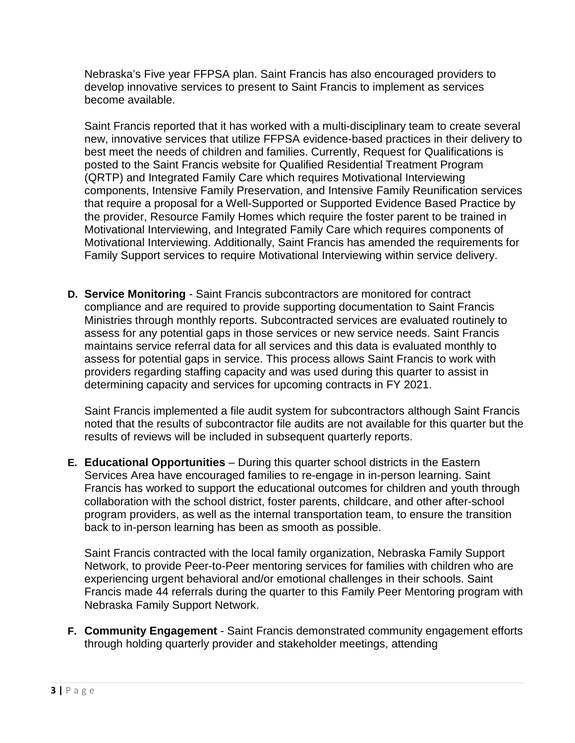Nebraska's Five year FFPSA plan. Saint Francis has also encouraged providers to develop innovative services to present to Saint Francis to implement as services become available.

Saint Francis reported that it has worked with a multi-disciplinary team to create several new, innovative services that utilize FFPSA evidence-based practices in their delivery to best meet the needs of children and families. Currently, Request for Qualifications is posted to the Saint Francis website for Qualified Residential Treatment Program (QRTP) and Integrated Family Care which requires Motivational Interviewing components, Intensive Family Preservation, and Intensive Family Reunification services that require a proposal for a Well-Supported or Supported Evidence Based Practice by the provider, Resource Family Homes which require the foster parent to be trained in Motivational Interviewing, and Integrated Family Care which requires components of Motivational Interviewing. Additionally, Saint Francis has amended the requirements for Family Support services to require Motivational Interviewing within service delivery.

**D. Service Monitoring** - Saint Francis subcontractors are monitored for contract compliance and are required to provide supporting documentation to Saint Francis Ministries through monthly reports. Subcontracted services are evaluated routinely to assess for any potential gaps in those services or new service needs. Saint Francis maintains service referral data for all services and this data is evaluated monthly to assess for potential gaps in service. This process allows Saint Francis to work with providers regarding staffing capacity and was used during this quarter to assist in determining capacity and services for upcoming contracts in FY 2021.

Saint Francis implemented a file audit system for subcontractors although Saint Francis noted that the results of subcontractor file audits are not available for this quarter but the results of reviews will be included in subsequent quarterly reports.

**E. Educational Opportunities** – During this quarter school districts in the Eastern Services Area have encouraged families to re-engage in in-person learning. Saint Francis has worked to support the educational outcomes for children and youth through collaboration with the school district, foster parents, childcare, and other after-school program providers, as well as the internal transportation team, to ensure the transition back to in-person learning has been as smooth as possible.

Saint Francis contracted with the local family organization, Nebraska Family Support Network, to provide Peer-to-Peer mentoring services for families with children who are experiencing urgent behavioral and/or emotional challenges in their schools. Saint Francis made 44 referrals during the quarter to this Family Peer Mentoring program with Nebraska Family Support Network.

**F. Community Engagement** - Saint Francis demonstrated community engagement efforts through holding quarterly provider and stakeholder meetings, attending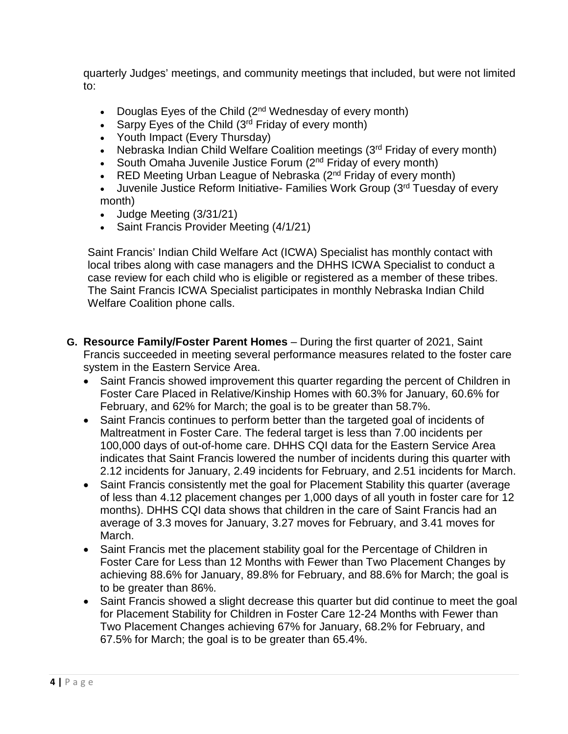quarterly Judges' meetings, and community meetings that included, but were not limited to:

- Douglas Eyes of the Child (2nd Wednesday of every month)
- Sarpy Eyes of the Child (3rd Friday of every month)
- Youth Impact (Every Thursday)
- Nebraska Indian Child Welfare Coalition meetings (3rd Friday of every month)
- South Omaha Juvenile Justice Forum (2nd Friday of every month)
- RED Meeting Urban League of Nebraska (2nd Friday of every month)
- Juvenile Justice Reform Initiative- Families Work Group (3rd Tuesday of every month)
- Judge Meeting (3/31/21)
- Saint Francis Provider Meeting (4/1/21)

Saint Francis' Indian Child Welfare Act (ICWA) Specialist has monthly contact with local tribes along with case managers and the DHHS ICWA Specialist to conduct a case review for each child who is eligible or registered as a member of these tribes. The Saint Francis ICWA Specialist participates in monthly Nebraska Indian Child Welfare Coalition phone calls.

**G. Resource Family/Foster Parent Homes** – During the first quarter of 2021, Saint Francis succeeded in meeting several performance measures related to the foster care system in the Eastern Service Area.

- Saint Francis showed improvement this quarter regarding the percent of Children in Foster Care Placed in Relative/Kinship Homes with 60.3% for January, 60.6% for February, and 62% for March; the goal is to be greater than 58.7%.
- Saint Francis continues to perform better than the targeted goal of incidents of Maltreatment in Foster Care. The federal target is less than 7.00 incidents per 100,000 days of out-of-home care. DHHS CQI data for the Eastern Service Area indicates that Saint Francis lowered the number of incidents during this quarter with 2.12 incidents for January, 2.49 incidents for February, and 2.51 incidents for March.
- Saint Francis consistently met the goal for Placement Stability this quarter (average of less than 4.12 placement changes per 1,000 days of all youth in foster care for 12 months). DHHS CQI data shows that children in the care of Saint Francis had an average of 3.3 moves for January, 3.27 moves for February, and 3.41 moves for March.
- Saint Francis met the placement stability goal for the Percentage of Children in Foster Care for Less than 12 Months with Fewer than Two Placement Changes by achieving 88.6% for January, 89.8% for February, and 88.6% for March; the goal is to be greater than 86%.
- Saint Francis showed a slight decrease this quarter but did continue to meet the goal for Placement Stability for Children in Foster Care 12-24 Months with Fewer than Two Placement Changes achieving 67% for January, 68.2% for February, and 67.5% for March; the goal is to be greater than 65.4%.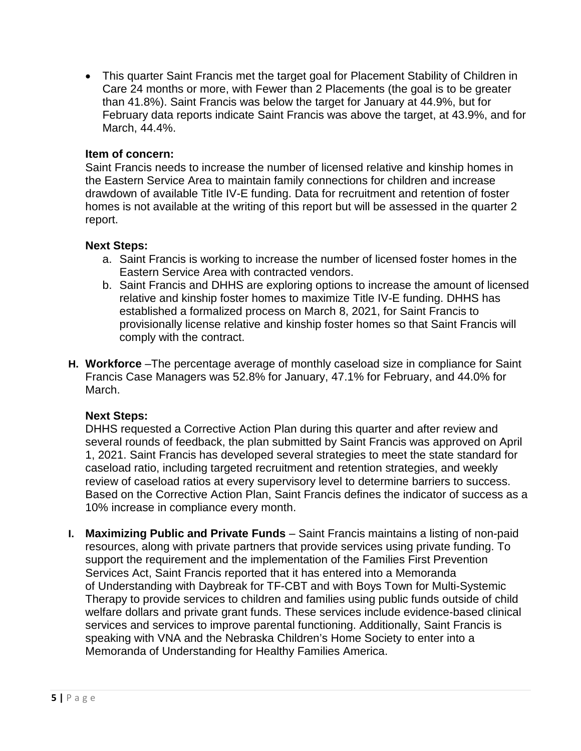- This quarter Saint Francis met the target goal for Placement Stability of Children in Care 24 months or more, with Fewer than 2 Placements (the goal is to be greater than 41.8%). Saint Francis was below the target for January at 44.9%, but for February data reports indicate Saint Francis was above the target, at 43.9%, and for March, 44.4%.

**Item of concern:**
Saint Francis needs to increase the number of licensed relative and kinship homes in the Eastern Service Area to maintain family connections for children and increase drawdown of available Title IV-E funding. Data for recruitment and retention of foster homes is not available at the writing of this report but will be assessed in the quarter 2 report.

**Next Steps:**

a. Saint Francis is working to increase the number of licensed foster homes in the Eastern Service Area with contracted vendors.
b. Saint Francis and DHHS are exploring options to increase the amount of licensed relative and kinship foster homes to maximize Title IV-E funding. DHHS has established a formalized process on March 8, 2021, for Saint Francis to provisionally license relative and kinship foster homes so that Saint Francis will comply with the contract.

**H. Workforce** –The percentage average of monthly caseload size in compliance for Saint Francis Case Managers was 52.8% for January, 47.1% for February, and 44.0% for March.

**Next Steps:**
DHHS requested a Corrective Action Plan during this quarter and after review and several rounds of feedback, the plan submitted by Saint Francis was approved on April 1, 2021. Saint Francis has developed several strategies to meet the state standard for caseload ratio, including targeted recruitment and retention strategies, and weekly review of caseload ratios at every supervisory level to determine barriers to success. Based on the Corrective Action Plan, Saint Francis defines the indicator of success as a 10% increase in compliance every month.

**I. Maximizing Public and Private Funds** – Saint Francis maintains a listing of non-paid resources, along with private partners that provide services using private funding. To support the requirement and the implementation of the Families First Prevention Services Act, Saint Francis reported that it has entered into a Memoranda of Understanding with Daybreak for TF-CBT and with Boys Town for Multi-Systemic Therapy to provide services to children and families using public funds outside of child welfare dollars and private grant funds. These services include evidence-based clinical services and services to improve parental functioning. Additionally, Saint Francis is speaking with VNA and the Nebraska Children's Home Society to enter into a Memoranda of Understanding for Healthy Families America.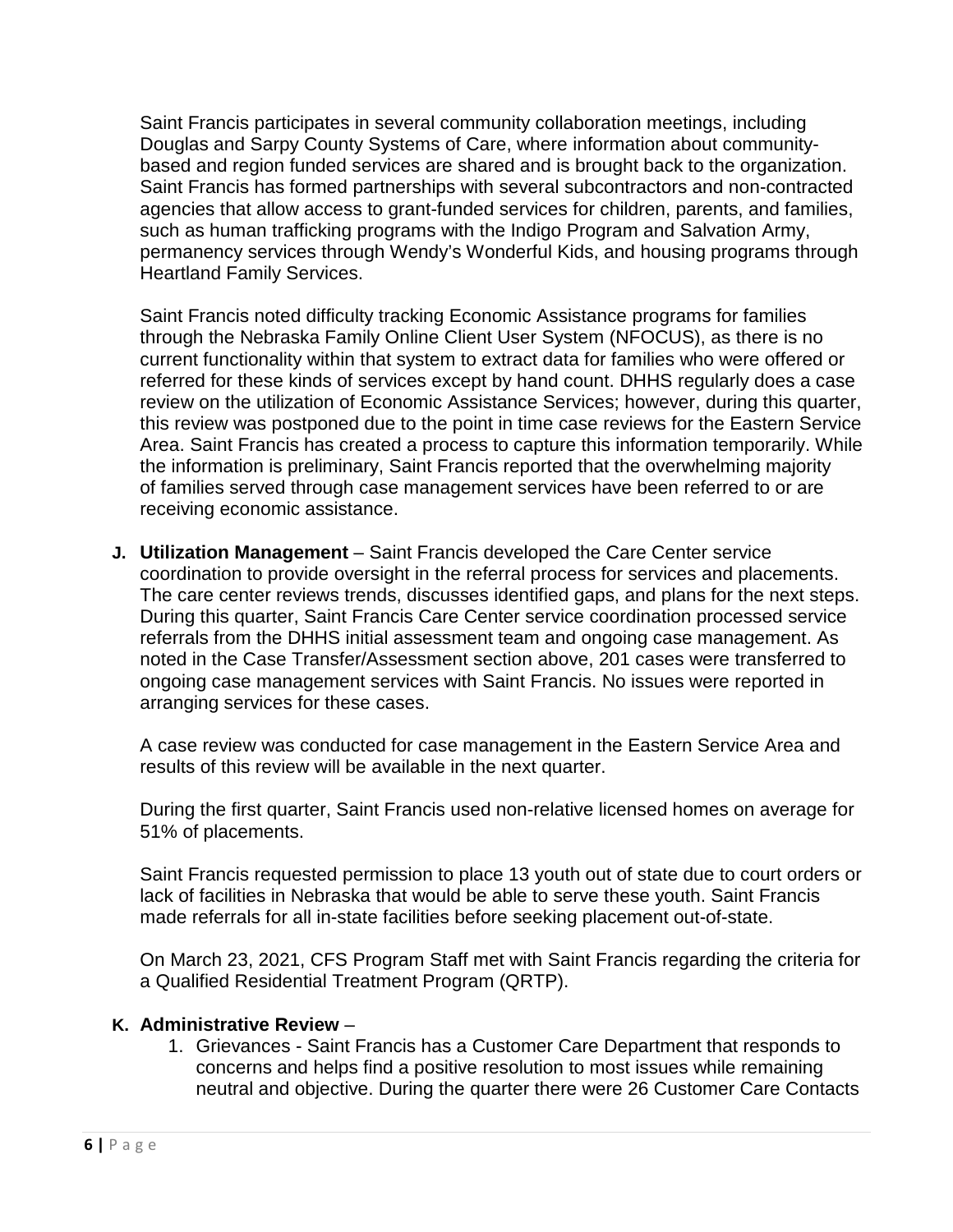Saint Francis participates in several community collaboration meetings, including Douglas and Sarpy County Systems of Care, where information about community-based and region funded services are shared and is brought back to the organization. Saint Francis has formed partnerships with several subcontractors and non-contracted agencies that allow access to grant-funded services for children, parents, and families, such as human trafficking programs with the Indigo Program and Salvation Army, permanency services through Wendy's Wonderful Kids, and housing programs through Heartland Family Services.

Saint Francis noted difficulty tracking Economic Assistance programs for families through the Nebraska Family Online Client User System (NFOCUS), as there is no current functionality within that system to extract data for families who were offered or referred for these kinds of services except by hand count. DHHS regularly does a case review on the utilization of Economic Assistance Services; however, during this quarter, this review was postponed due to the point in time case reviews for the Eastern Service Area. Saint Francis has created a process to capture this information temporarily. While the information is preliminary, Saint Francis reported that the overwhelming majority of families served through case management services have been referred to or are receiving economic assistance.

**J. Utilization Management** – Saint Francis developed the Care Center service coordination to provide oversight in the referral process for services and placements. The care center reviews trends, discusses identified gaps, and plans for the next steps. During this quarter, Saint Francis Care Center service coordination processed service referrals from the DHHS initial assessment team and ongoing case management. As noted in the Case Transfer/Assessment section above, 201 cases were transferred to ongoing case management services with Saint Francis. No issues were reported in arranging services for these cases.

A case review was conducted for case management in the Eastern Service Area and results of this review will be available in the next quarter.

During the first quarter, Saint Francis used non-relative licensed homes on average for 51% of placements.

Saint Francis requested permission to place 13 youth out of state due to court orders or lack of facilities in Nebraska that would be able to serve these youth. Saint Francis made referrals for all in-state facilities before seeking placement out-of-state.

On March 23, 2021, CFS Program Staff met with Saint Francis regarding the criteria for a Qualified Residential Treatment Program (QRTP).

**K. Administrative Review** –

1. Grievances - Saint Francis has a Customer Care Department that responds to concerns and helps find a positive resolution to most issues while remaining neutral and objective. During the quarter there were 26 Customer Care Contacts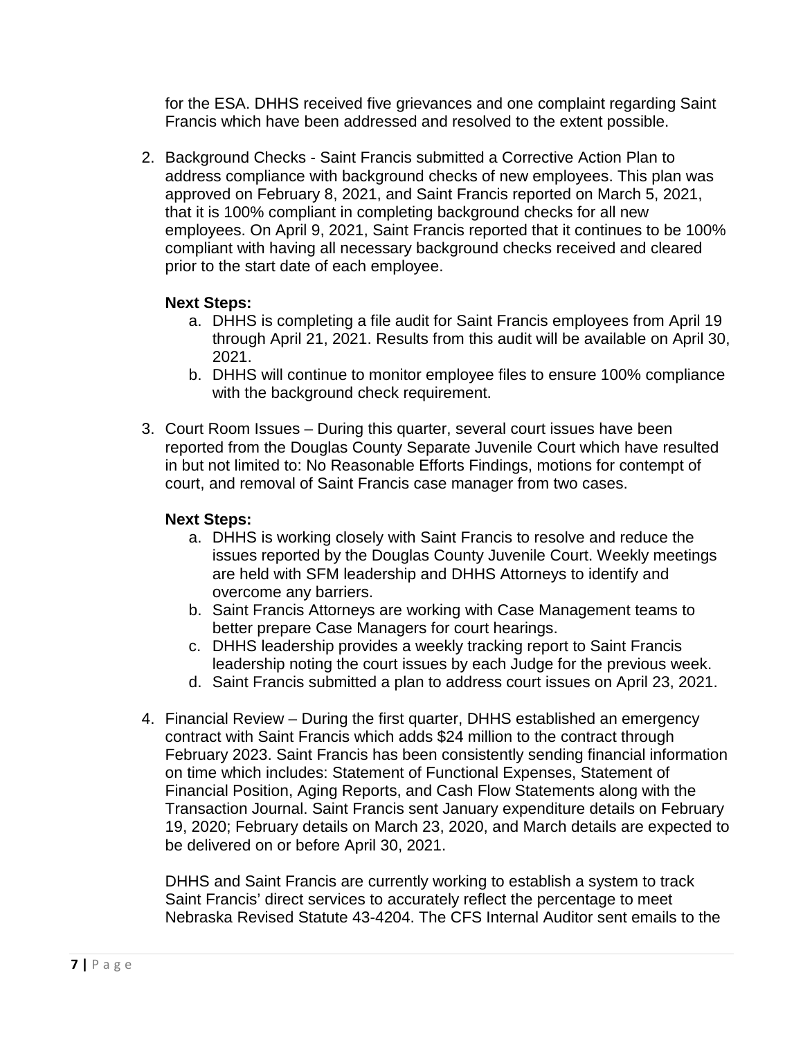for the ESA. DHHS received five grievances and one complaint regarding Saint Francis which have been addressed and resolved to the extent possible.

2. Background Checks - Saint Francis submitted a Corrective Action Plan to address compliance with background checks of new employees. This plan was approved on February 8, 2021, and Saint Francis reported on March 5, 2021, that it is 100% compliant in completing background checks for all new employees. On April 9, 2021, Saint Francis reported that it continues to be 100% compliant with having all necessary background checks received and cleared prior to the start date of each employee.

   **Next Steps:**
   
   a. DHHS is completing a file audit for Saint Francis employees from April 19 through April 21, 2021. Results from this audit will be available on April 30, 2021.
   b. DHHS will continue to monitor employee files to ensure 100% compliance with the background check requirement.

3. Court Room Issues – During this quarter, several court issues have been reported from the Douglas County Separate Juvenile Court which have resulted in but not limited to: No Reasonable Efforts Findings, motions for contempt of court, and removal of Saint Francis case manager from two cases.

   **Next Steps:**
   
   a. DHHS is working closely with Saint Francis to resolve and reduce the issues reported by the Douglas County Juvenile Court. Weekly meetings are held with SFM leadership and DHHS Attorneys to identify and overcome any barriers.
   b. Saint Francis Attorneys are working with Case Management teams to better prepare Case Managers for court hearings.
   c. DHHS leadership provides a weekly tracking report to Saint Francis leadership noting the court issues by each Judge for the previous week.
   d. Saint Francis submitted a plan to address court issues on April 23, 2021.

4. Financial Review – During the first quarter, DHHS established an emergency contract with Saint Francis which adds $24 million to the contract through February 2023. Saint Francis has been consistently sending financial information on time which includes: Statement of Functional Expenses, Statement of Financial Position, Aging Reports, and Cash Flow Statements along with the Transaction Journal. Saint Francis sent January expenditure details on February 19, 2020; February details on March 23, 2020, and March details are expected to be delivered on or before April 30, 2021.

   DHHS and Saint Francis are currently working to establish a system to track Saint Francis' direct services to accurately reflect the percentage to meet Nebraska Revised Statute 43-4204. The CFS Internal Auditor sent emails to the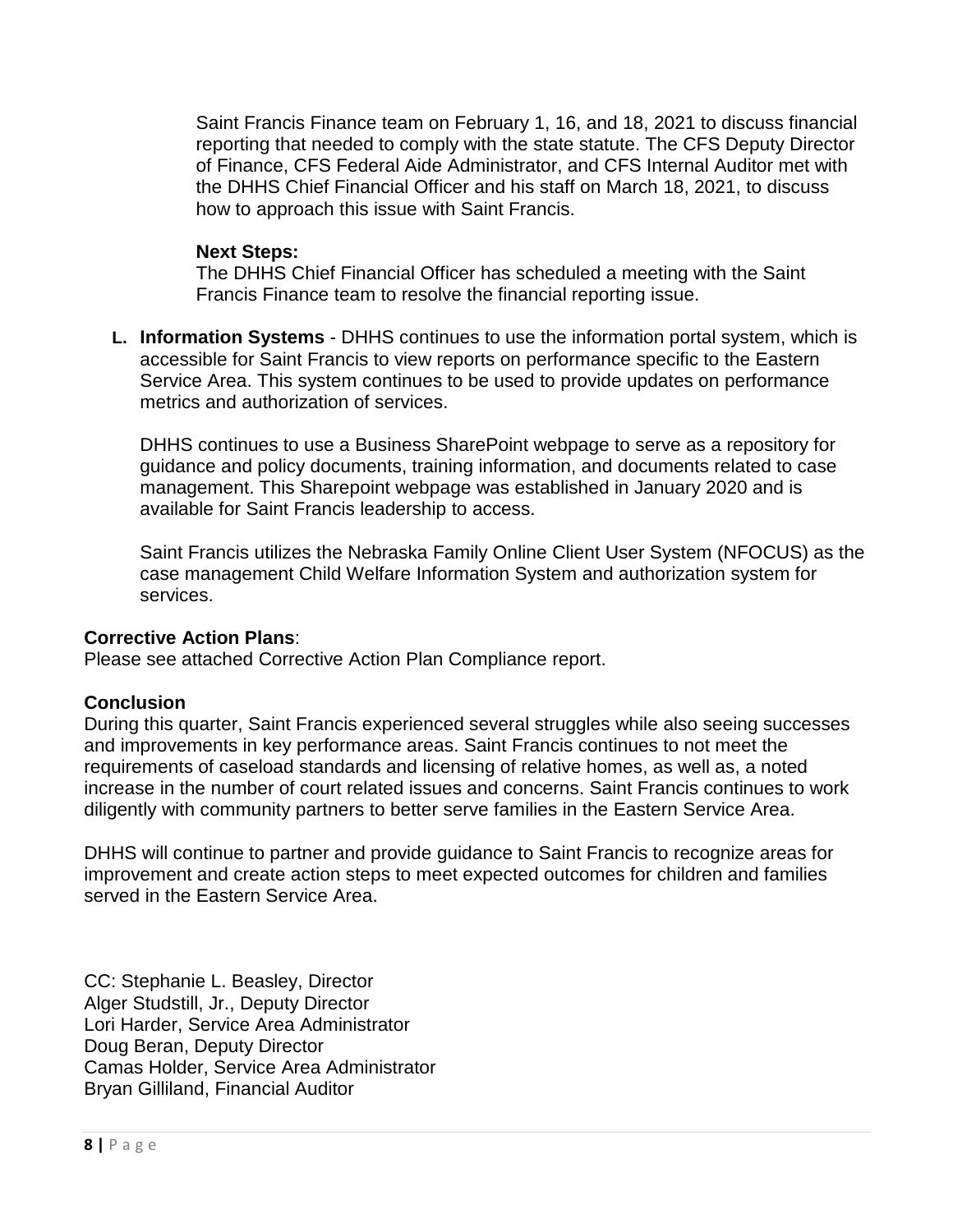Saint Francis Finance team on February 1, 16, and 18, 2021 to discuss financial reporting that needed to comply with the state statute. The CFS Deputy Director of Finance, CFS Federal Aide Administrator, and CFS Internal Auditor met with the DHHS Chief Financial Officer and his staff on March 18, 2021, to discuss how to approach this issue with Saint Francis.

**Next Steps:**
The DHHS Chief Financial Officer has scheduled a meeting with the Saint Francis Finance team to resolve the financial reporting issue.

**L. Information Systems** - DHHS continues to use the information portal system, which is accessible for Saint Francis to view reports on performance specific to the Eastern Service Area. This system continues to be used to provide updates on performance metrics and authorization of services.

DHHS continues to use a Business SharePoint webpage to serve as a repository for guidance and policy documents, training information, and documents related to case management. This Sharepoint webpage was established in January 2020 and is available for Saint Francis leadership to access.

Saint Francis utilizes the Nebraska Family Online Client User System (NFOCUS) as the case management Child Welfare Information System and authorization system for services.

**Corrective Action Plans**:
Please see attached Corrective Action Plan Compliance report.

**Conclusion**
During this quarter, Saint Francis experienced several struggles while also seeing successes and improvements in key performance areas. Saint Francis continues to not meet the requirements of caseload standards and licensing of relative homes, as well as, a noted increase in the number of court related issues and concerns. Saint Francis continues to work diligently with community partners to better serve families in the Eastern Service Area.

DHHS will continue to partner and provide guidance to Saint Francis to recognize areas for improvement and create action steps to meet expected outcomes for children and families served in the Eastern Service Area.

CC: Stephanie L. Beasley, Director
Alger Studstill, Jr., Deputy Director
Lori Harder, Service Area Administrator
Doug Beran, Deputy Director
Camas Holder, Service Area Administrator
Bryan Gilliland, Financial Auditor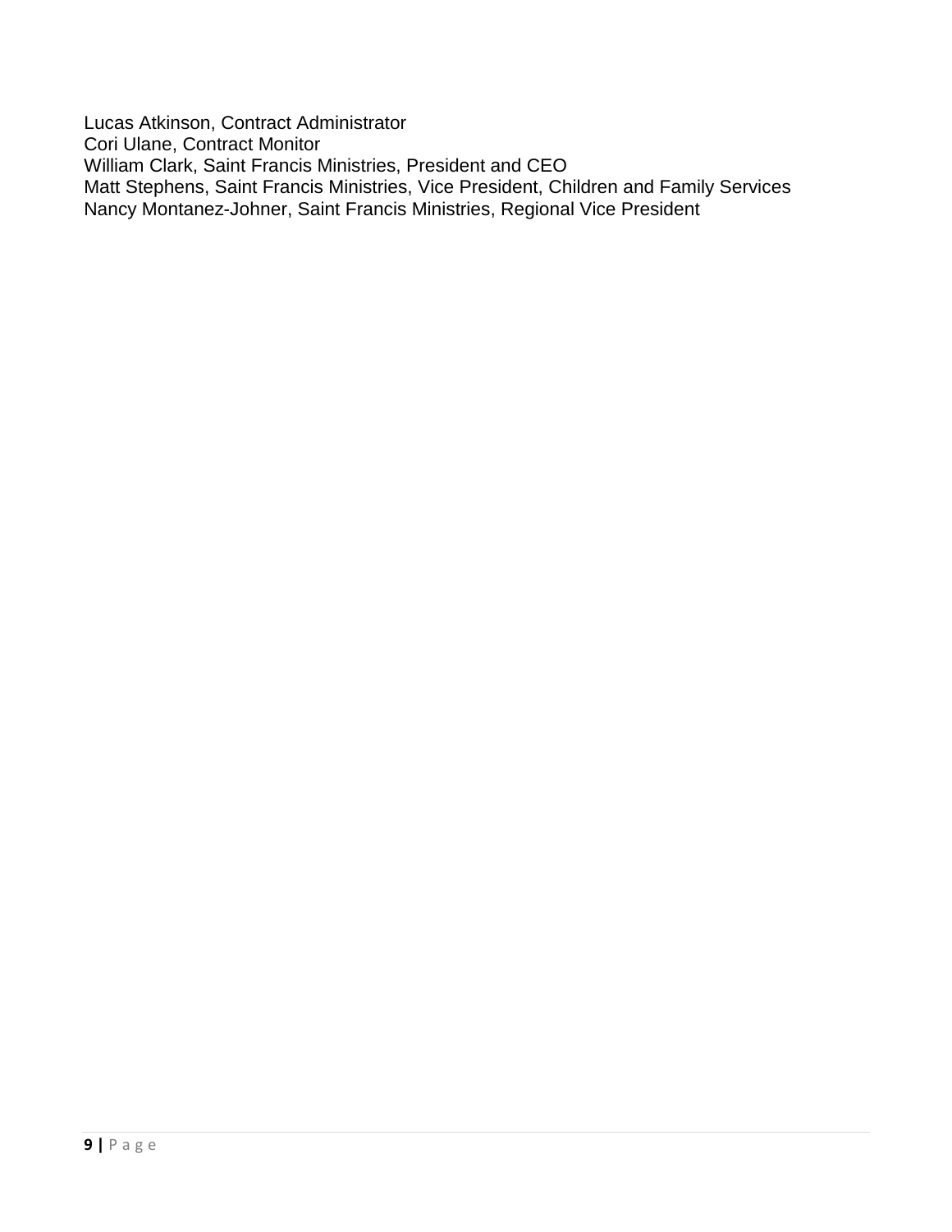Lucas Atkinson, Contract Administrator
Cori Ulane, Contract Monitor
William Clark, Saint Francis Ministries, President and CEO
Matt Stephens, Saint Francis Ministries, Vice President, Children and Family Services
Nancy Montanez-Johner, Saint Francis Ministries, Regional Vice President